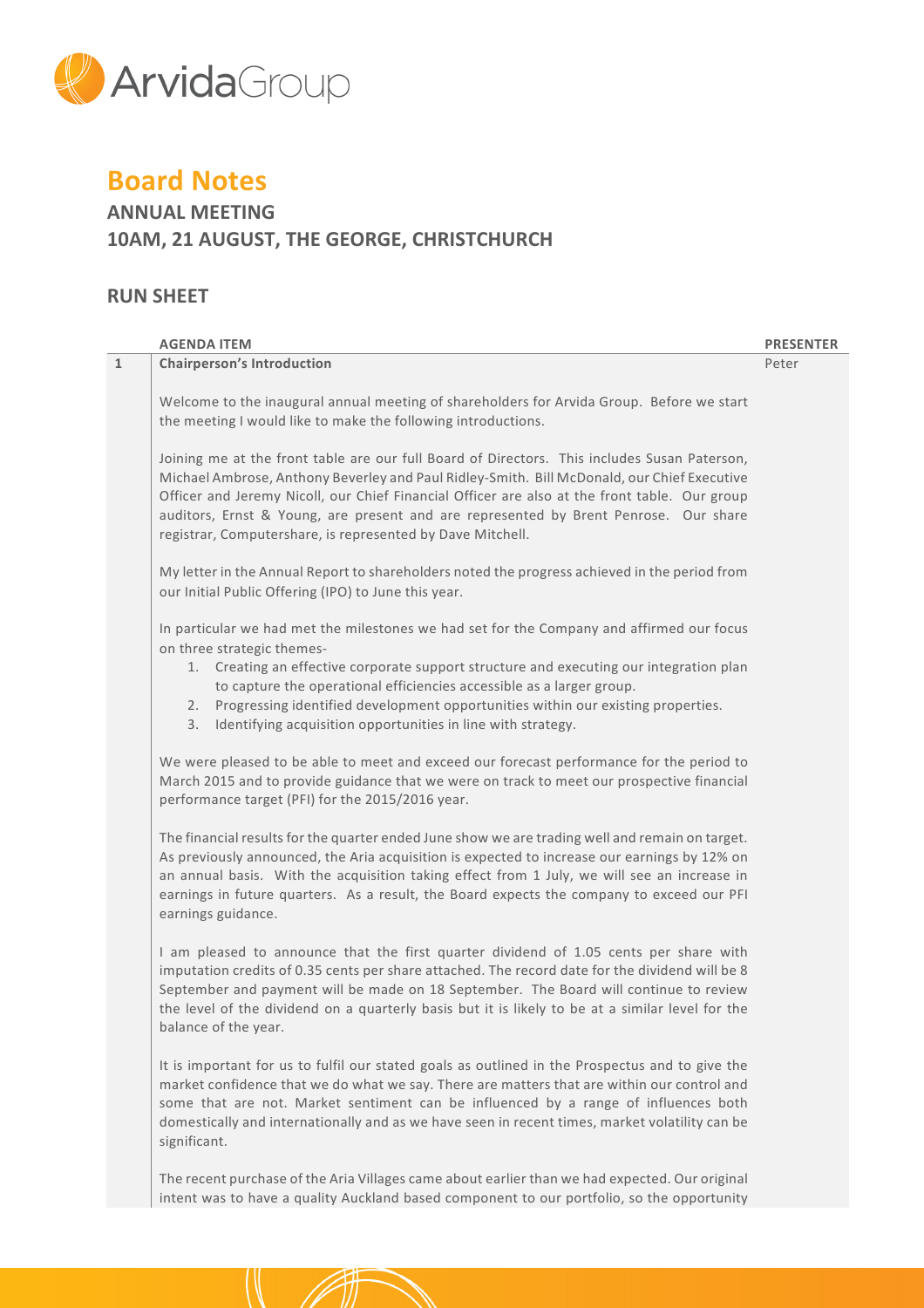ArvidaGroup

# Board Notes

## ANNUAL MEETING
## 10AM, 21 AUGUST, THE GEORGE, CHRISTCHURCH

## RUN SHEET

| | AGENDA ITEM | PRESENTER |
|---|---|---|
| 1 | **Chairperson's Introduction** | Peter |

Welcome to the inaugural annual meeting of shareholders for Arvida Group. Before we start the meeting I would like to make the following introductions.

Joining me at the front table are our full Board of Directors. This includes Susan Paterson, Michael Ambrose, Anthony Beverley and Paul Ridley-Smith. Bill McDonald, our Chief Executive Officer and Jeremy Nicoll, our Chief Financial Officer are also at the front table. Our group auditors, Ernst & Young, are present and are represented by Brent Penrose. Our share registrar, Computershare, is represented by Dave Mitchell.

My letter in the Annual Report to shareholders noted the progress achieved in the period from our Initial Public Offering (IPO) to June this year.

In particular we had met the milestones we had set for the Company and affirmed our focus on three strategic themes-

1. Creating an effective corporate support structure and executing our integration plan to capture the operational efficiencies accessible as a larger group.
2. Progressing identified development opportunities within our existing properties.
3. Identifying acquisition opportunities in line with strategy.

We were pleased to be able to meet and exceed our forecast performance for the period to March 2015 and to provide guidance that we were on track to meet our prospective financial performance target (PFI) for the 2015/2016 year.

The financial results for the quarter ended June show we are trading well and remain on target. As previously announced, the Aria acquisition is expected to increase our earnings by 12% on an annual basis. With the acquisition taking effect from 1 July, we will see an increase in earnings in future quarters. As a result, the Board expects the company to exceed our PFI earnings guidance.

I am pleased to announce that the first quarter dividend of 1.05 cents per share with imputation credits of 0.35 cents per share attached. The record date for the dividend will be 8 September and payment will be made on 18 September. The Board will continue to review the level of the dividend on a quarterly basis but it is likely to be at a similar level for the balance of the year.

It is important for us to fulfil our stated goals as outlined in the Prospectus and to give the market confidence that we do what we say. There are matters that are within our control and some that are not. Market sentiment can be influenced by a range of influences both domestically and internationally and as we have seen in recent times, market volatility can be significant.

The recent purchase of the Aria Villages came about earlier than we had expected. Our original intent was to have a quality Auckland based component to our portfolio, so the opportunity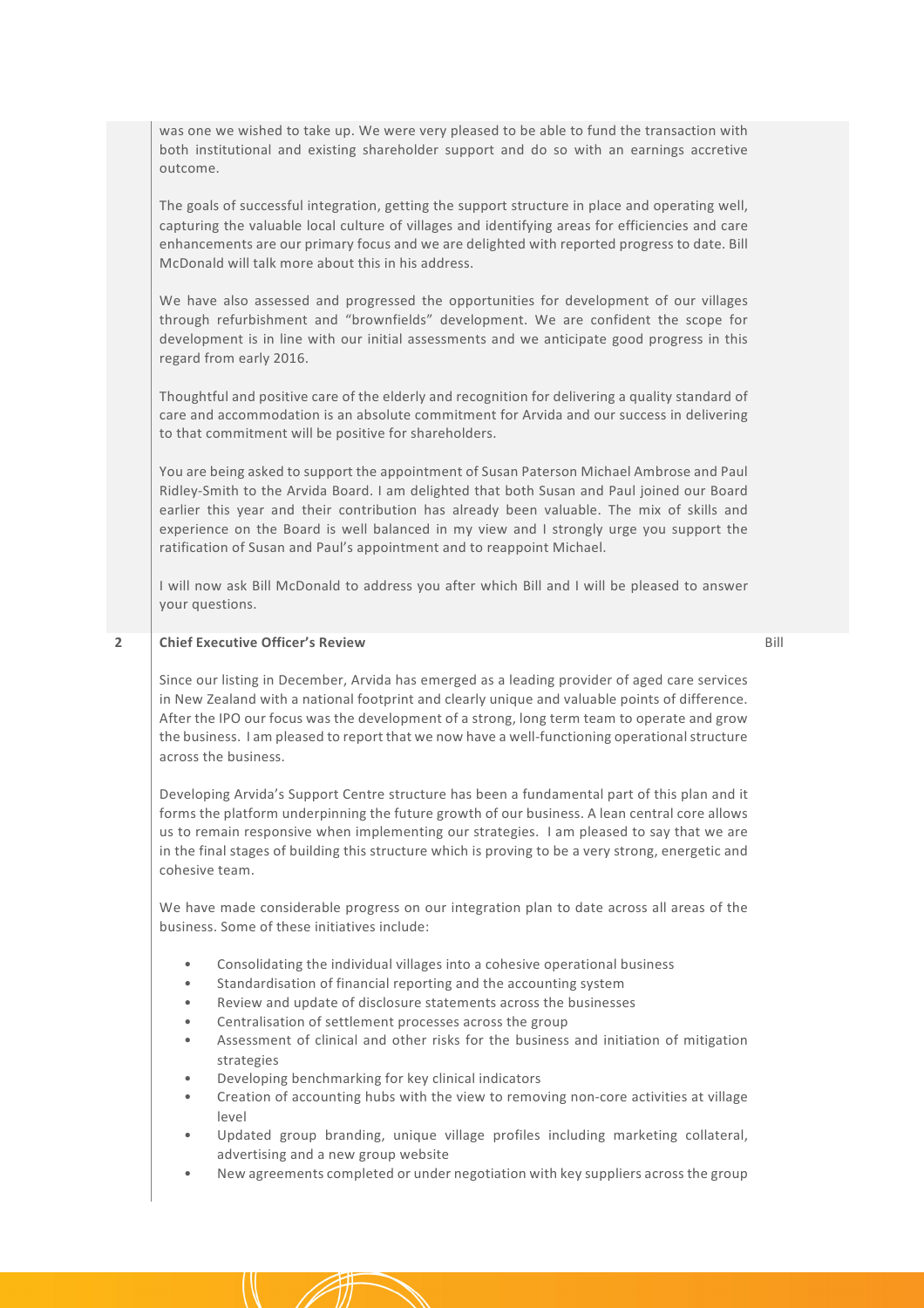was one we wished to take up. We were very pleased to be able to fund the transaction with both institutional and existing shareholder support and do so with an earnings accretive outcome.

The goals of successful integration, getting the support structure in place and operating well, capturing the valuable local culture of villages and identifying areas for efficiencies and care enhancements are our primary focus and we are delighted with reported progress to date. Bill McDonald will talk more about this in his address.

We have also assessed and progressed the opportunities for development of our villages through refurbishment and "brownfields" development. We are confident the scope for development is in line with our initial assessments and we anticipate good progress in this regard from early 2016.

Thoughtful and positive care of the elderly and recognition for delivering a quality standard of care and accommodation is an absolute commitment for Arvida and our success in delivering to that commitment will be positive for shareholders.

You are being asked to support the appointment of Susan Paterson Michael Ambrose and Paul Ridley-Smith to the Arvida Board. I am delighted that both Susan and Paul joined our Board earlier this year and their contribution has already been valuable. The mix of skills and experience on the Board is well balanced in my view and I strongly urge you support the ratification of Susan and Paul's appointment and to reappoint Michael.

I will now ask Bill McDonald to address you after which Bill and I will be pleased to answer your questions.

**2 Chief Executive Officer's Review** — Bill

Since our listing in December, Arvida has emerged as a leading provider of aged care services in New Zealand with a national footprint and clearly unique and valuable points of difference. After the IPO our focus was the development of a strong, long term team to operate and grow the business. I am pleased to report that we now have a well-functioning operational structure across the business.

Developing Arvida's Support Centre structure has been a fundamental part of this plan and it forms the platform underpinning the future growth of our business. A lean central core allows us to remain responsive when implementing our strategies. I am pleased to say that we are in the final stages of building this structure which is proving to be a very strong, energetic and cohesive team.

We have made considerable progress on our integration plan to date across all areas of the business. Some of these initiatives include:

- Consolidating the individual villages into a cohesive operational business
- Standardisation of financial reporting and the accounting system
- Review and update of disclosure statements across the businesses
- Centralisation of settlement processes across the group
- Assessment of clinical and other risks for the business and initiation of mitigation strategies
- Developing benchmarking for key clinical indicators
- Creation of accounting hubs with the view to removing non-core activities at village level
- Updated group branding, unique village profiles including marketing collateral, advertising and a new group website
- New agreements completed or under negotiation with key suppliers across the group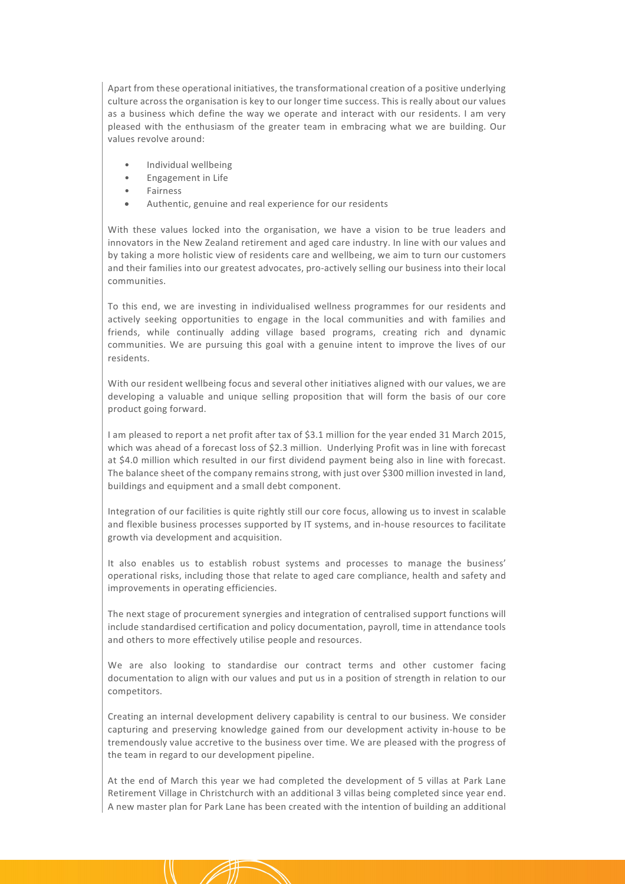Apart from these operational initiatives, the transformational creation of a positive underlying culture across the organisation is key to our longer time success. This is really about our values as a business which define the way we operate and interact with our residents. I am very pleased with the enthusiasm of the greater team in embracing what we are building. Our values revolve around:

- Individual wellbeing
- Engagement in Life
- Fairness
- Authentic, genuine and real experience for our residents

With these values locked into the organisation, we have a vision to be true leaders and innovators in the New Zealand retirement and aged care industry. In line with our values and by taking a more holistic view of residents care and wellbeing, we aim to turn our customers and their families into our greatest advocates, pro-actively selling our business into their local communities.

To this end, we are investing in individualised wellness programmes for our residents and actively seeking opportunities to engage in the local communities and with families and friends, while continually adding village based programs, creating rich and dynamic communities. We are pursuing this goal with a genuine intent to improve the lives of our residents.

With our resident wellbeing focus and several other initiatives aligned with our values, we are developing a valuable and unique selling proposition that will form the basis of our core product going forward.

I am pleased to report a net profit after tax of $3.1 million for the year ended 31 March 2015, which was ahead of a forecast loss of $2.3 million. Underlying Profit was in line with forecast at $4.0 million which resulted in our first dividend payment being also in line with forecast. The balance sheet of the company remains strong, with just over $300 million invested in land, buildings and equipment and a small debt component.

Integration of our facilities is quite rightly still our core focus, allowing us to invest in scalable and flexible business processes supported by IT systems, and in-house resources to facilitate growth via development and acquisition.

It also enables us to establish robust systems and processes to manage the business' operational risks, including those that relate to aged care compliance, health and safety and improvements in operating efficiencies.

The next stage of procurement synergies and integration of centralised support functions will include standardised certification and policy documentation, payroll, time in attendance tools and others to more effectively utilise people and resources.

We are also looking to standardise our contract terms and other customer facing documentation to align with our values and put us in a position of strength in relation to our competitors.

Creating an internal development delivery capability is central to our business. We consider capturing and preserving knowledge gained from our development activity in-house to be tremendously value accretive to the business over time. We are pleased with the progress of the team in regard to our development pipeline.

At the end of March this year we had completed the development of 5 villas at Park Lane Retirement Village in Christchurch with an additional 3 villas being completed since year end. A new master plan for Park Lane has been created with the intention of building an additional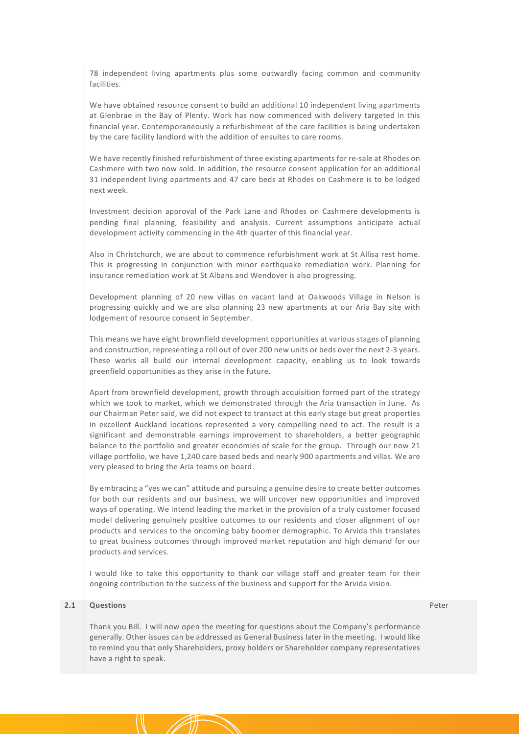78 independent living apartments plus some outwardly facing common and community facilities.

We have obtained resource consent to build an additional 10 independent living apartments at Glenbrae in the Bay of Plenty. Work has now commenced with delivery targeted in this financial year. Contemporaneously a refurbishment of the care facilities is being undertaken by the care facility landlord with the addition of ensuites to care rooms.

We have recently finished refurbishment of three existing apartments for re-sale at Rhodes on Cashmere with two now sold. In addition, the resource consent application for an additional 31 independent living apartments and 47 care beds at Rhodes on Cashmere is to be lodged next week.

Investment decision approval of the Park Lane and Rhodes on Cashmere developments is pending final planning, feasibility and analysis. Current assumptions anticipate actual development activity commencing in the 4th quarter of this financial year.

Also in Christchurch, we are about to commence refurbishment work at St Allisa rest home. This is progressing in conjunction with minor earthquake remediation work. Planning for insurance remediation work at St Albans and Wendover is also progressing.

Development planning of 20 new villas on vacant land at Oakwoods Village in Nelson is progressing quickly and we are also planning 23 new apartments at our Aria Bay site with lodgement of resource consent in September.

This means we have eight brownfield development opportunities at various stages of planning and construction, representing a roll out of over 200 new units or beds over the next 2-3 years. These works all build our internal development capacity, enabling us to look towards greenfield opportunities as they arise in the future.

Apart from brownfield development, growth through acquisition formed part of the strategy which we took to market, which we demonstrated through the Aria transaction in June. As our Chairman Peter said, we did not expect to transact at this early stage but great properties in excellent Auckland locations represented a very compelling need to act. The result is a significant and demonstrable earnings improvement to shareholders, a better geographic balance to the portfolio and greater economies of scale for the group. Through our now 21 village portfolio, we have 1,240 care based beds and nearly 900 apartments and villas. We are very pleased to bring the Aria teams on board.

By embracing a "yes we can" attitude and pursuing a genuine desire to create better outcomes for both our residents and our business, we will uncover new opportunities and improved ways of operating. We intend leading the market in the provision of a truly customer focused model delivering genuinely positive outcomes to our residents and closer alignment of our products and services to the oncoming baby boomer demographic. To Arvida this translates to great business outcomes through improved market reputation and high demand for our products and services.

I would like to take this opportunity to thank our village staff and greater team for their ongoing contribution to the success of the business and support for the Arvida vision.

| 2.1 | **Questions** | Peter |
|---|---|---|
| | Thank you Bill. I will now open the meeting for questions about the Company's performance generally. Other issues can be addressed as General Business later in the meeting. I would like to remind you that only Shareholders, proxy holders or Shareholder company representatives have a right to speak. | |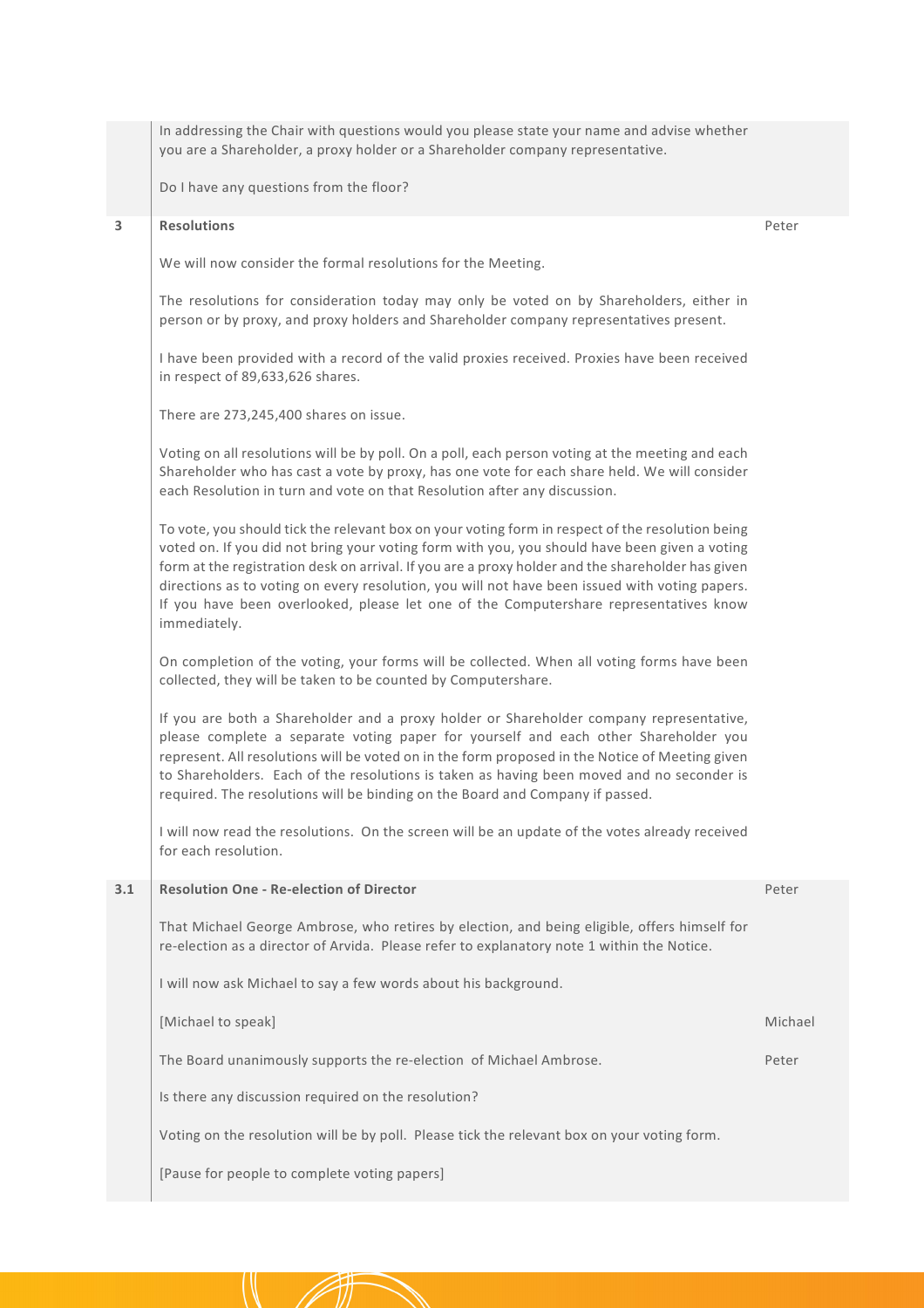In addressing the Chair with questions would you please state your name and advise whether you are a Shareholder, a proxy holder or a Shareholder company representative.

Do I have any questions from the floor?

| | | |
|---|---|---|
| **3** | **Resolutions** | Peter |

We will now consider the formal resolutions for the Meeting.

The resolutions for consideration today may only be voted on by Shareholders, either in person or by proxy, and proxy holders and Shareholder company representatives present.

I have been provided with a record of the valid proxies received. Proxies have been received in respect of 89,633,626 shares.

There are 273,245,400 shares on issue.

Voting on all resolutions will be by poll. On a poll, each person voting at the meeting and each Shareholder who has cast a vote by proxy, has one vote for each share held. We will consider each Resolution in turn and vote on that Resolution after any discussion.

To vote, you should tick the relevant box on your voting form in respect of the resolution being voted on. If you did not bring your voting form with you, you should have been given a voting form at the registration desk on arrival. If you are a proxy holder and the shareholder has given directions as to voting on every resolution, you will not have been issued with voting papers. If you have been overlooked, please let one of the Computershare representatives know immediately.

On completion of the voting, your forms will be collected. When all voting forms have been collected, they will be taken to be counted by Computershare.

If you are both a Shareholder and a proxy holder or Shareholder company representative, please complete a separate voting paper for yourself and each other Shareholder you represent. All resolutions will be voted on in the form proposed in the Notice of Meeting given to Shareholders. Each of the resolutions is taken as having been moved and no seconder is required. The resolutions will be binding on the Board and Company if passed.

I will now read the resolutions. On the screen will be an update of the votes already received for each resolution.

| | | |
|---|---|---|
| **3.1** | **Resolution One - Re-election of Director** | Peter |

That Michael George Ambrose, who retires by election, and being eligible, offers himself for re-election as a director of Arvida. Please refer to explanatory note 1 within the Notice.

I will now ask Michael to say a few words about his background.

[Michael to speak] — Michael

The Board unanimously supports the re-election of Michael Ambrose. — Peter

Is there any discussion required on the resolution?

Voting on the resolution will be by poll. Please tick the relevant box on your voting form.

[Pause for people to complete voting papers]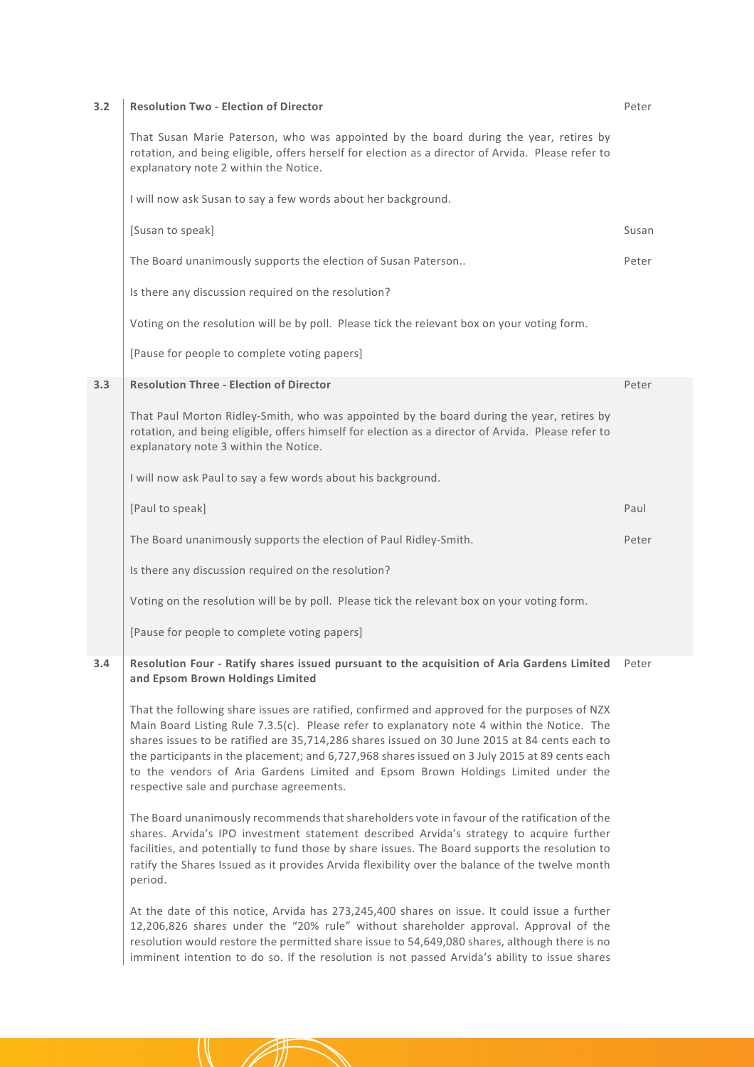| | | |
|---|---|---|
| **3.2** | **Resolution Two - Election of Director** | Peter |
| | That Susan Marie Paterson, who was appointed by the board during the year, retires by rotation, and being eligible, offers herself for election as a director of Arvida. Please refer to explanatory note 2 within the Notice. | |
| | I will now ask Susan to say a few words about her background. | |
| | [Susan to speak] | Susan |
| | The Board unanimously supports the election of Susan Paterson.. | Peter |
| | Is there any discussion required on the resolution? | |
| | Voting on the resolution will be by poll. Please tick the relevant box on your voting form. | |
| | [Pause for people to complete voting papers] | |
| **3.3** | **Resolution Three - Election of Director** | Peter |
| | That Paul Morton Ridley-Smith, who was appointed by the board during the year, retires by rotation, and being eligible, offers himself for election as a director of Arvida. Please refer to explanatory note 3 within the Notice. | |
| | I will now ask Paul to say a few words about his background. | |
| | [Paul to speak] | Paul |
| | The Board unanimously supports the election of Paul Ridley-Smith. | Peter |
| | Is there any discussion required on the resolution? | |
| | Voting on the resolution will be by poll. Please tick the relevant box on your voting form. | |
| | [Pause for people to complete voting papers] | |
| **3.4** | **Resolution Four - Ratify shares issued pursuant to the acquisition of Aria Gardens Limited and Epsom Brown Holdings Limited** | Peter |
| | That the following share issues are ratified, confirmed and approved for the purposes of NZX Main Board Listing Rule 7.3.5(c). Please refer to explanatory note 4 within the Notice. The shares issues to be ratified are 35,714,286 shares issued on 30 June 2015 at 84 cents each to the participants in the placement; and 6,727,968 shares issued on 3 July 2015 at 89 cents each to the vendors of Aria Gardens Limited and Epsom Brown Holdings Limited under the respective sale and purchase agreements. | |
| | The Board unanimously recommends that shareholders vote in favour of the ratification of the shares. Arvida's IPO investment statement described Arvida's strategy to acquire further facilities, and potentially to fund those by share issues. The Board supports the resolution to ratify the Shares Issued as it provides Arvida flexibility over the balance of the twelve month period. | |
| | At the date of this notice, Arvida has 273,245,400 shares on issue. It could issue a further 12,206,826 shares under the "20% rule" without shareholder approval. Approval of the resolution would restore the permitted share issue to 54,649,080 shares, although there is no imminent intention to do so. If the resolution is not passed Arvida's ability to issue shares | |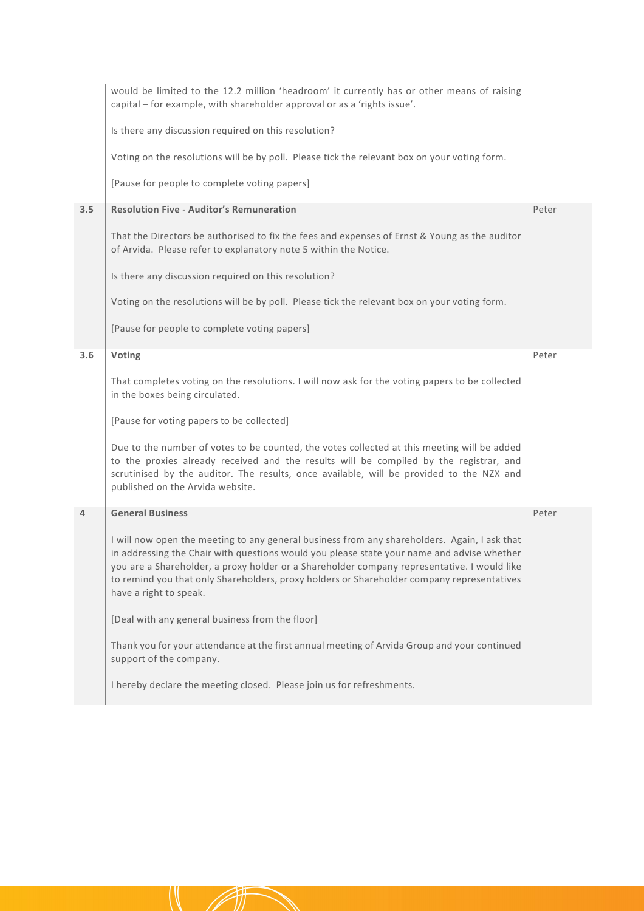| | | |
|---|---|---|
| | would be limited to the 12.2 million 'headroom' it currently has or other means of raising capital – for example, with shareholder approval or as a 'rights issue'.<br><br>Is there any discussion required on this resolution?<br><br>Voting on the resolutions will be by poll. Please tick the relevant box on your voting form.<br><br>[Pause for people to complete voting papers] | |
| **3.5** | **Resolution Five - Auditor's Remuneration**<br><br>That the Directors be authorised to fix the fees and expenses of Ernst & Young as the auditor of Arvida. Please refer to explanatory note 5 within the Notice.<br><br>Is there any discussion required on this resolution?<br><br>Voting on the resolutions will be by poll. Please tick the relevant box on your voting form.<br><br>[Pause for people to complete voting papers] | Peter |
| **3.6** | **Voting**<br><br>That completes voting on the resolutions. I will now ask for the voting papers to be collected in the boxes being circulated.<br><br>[Pause for voting papers to be collected]<br><br>Due to the number of votes to be counted, the votes collected at this meeting will be added to the proxies already received and the results will be compiled by the registrar, and scrutinised by the auditor. The results, once available, will be provided to the NZX and published on the Arvida website. | Peter |
| **4** | **General Business**<br><br>I will now open the meeting to any general business from any shareholders. Again, I ask that in addressing the Chair with questions would you please state your name and advise whether you are a Shareholder, a proxy holder or a Shareholder company representative. I would like to remind you that only Shareholders, proxy holders or Shareholder company representatives have a right to speak.<br><br>[Deal with any general business from the floor]<br><br>Thank you for your attendance at the first annual meeting of Arvida Group and your continued support of the company.<br><br>I hereby declare the meeting closed. Please join us for refreshments. | Peter |